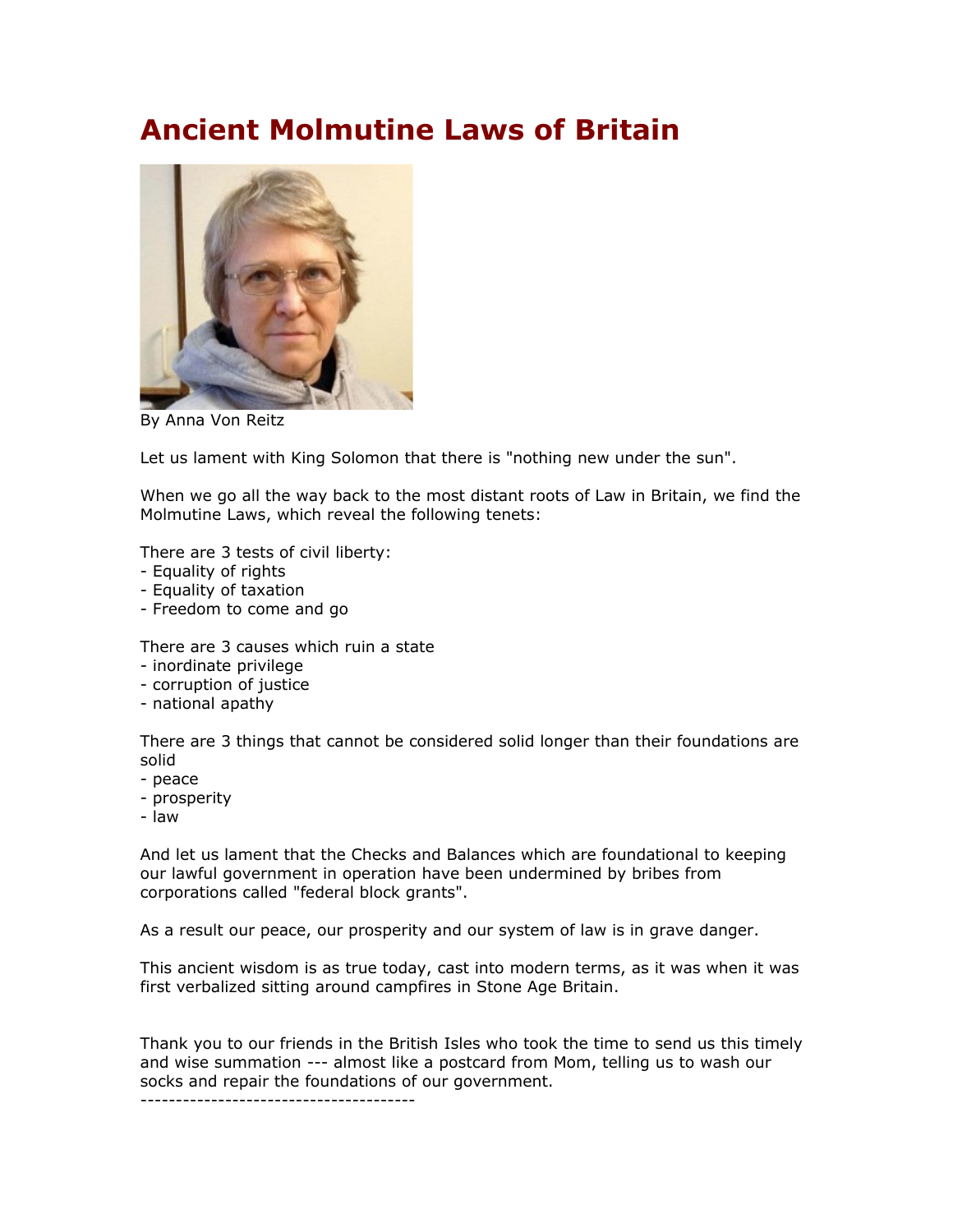# Ancient Molmutine Laws of Britain

By Anna Von Reitz

Let us lament with King Solomon that there is "nothing new under the sun".

When we go all the way back to the most distant roots of Law in Britain, we find the Molmutine Laws, which reveal the following tenets:

There are 3 tests of civil liberty:
- Equality of rights
- Equality of taxation
- Freedom to come and go

There are 3 causes which ruin a state
- inordinate privilege
- corruption of justice
- national apathy

There are 3 things that cannot be considered solid longer than their foundations are solid
- peace
- prosperity
- law

And let us lament that the Checks and Balances which are foundational to keeping our lawful government in operation have been undermined by bribes from corporations called "federal block grants".

As a result our peace, our prosperity and our system of law is in grave danger.

This ancient wisdom is as true today, cast into modern terms, as it was when it was first verbalized sitting around campfires in Stone Age Britain.

Thank you to our friends in the British Isles who took the time to send us this timely and wise summation --- almost like a postcard from Mom, telling us to wash our socks and repair the foundations of our government.

---------------------------------------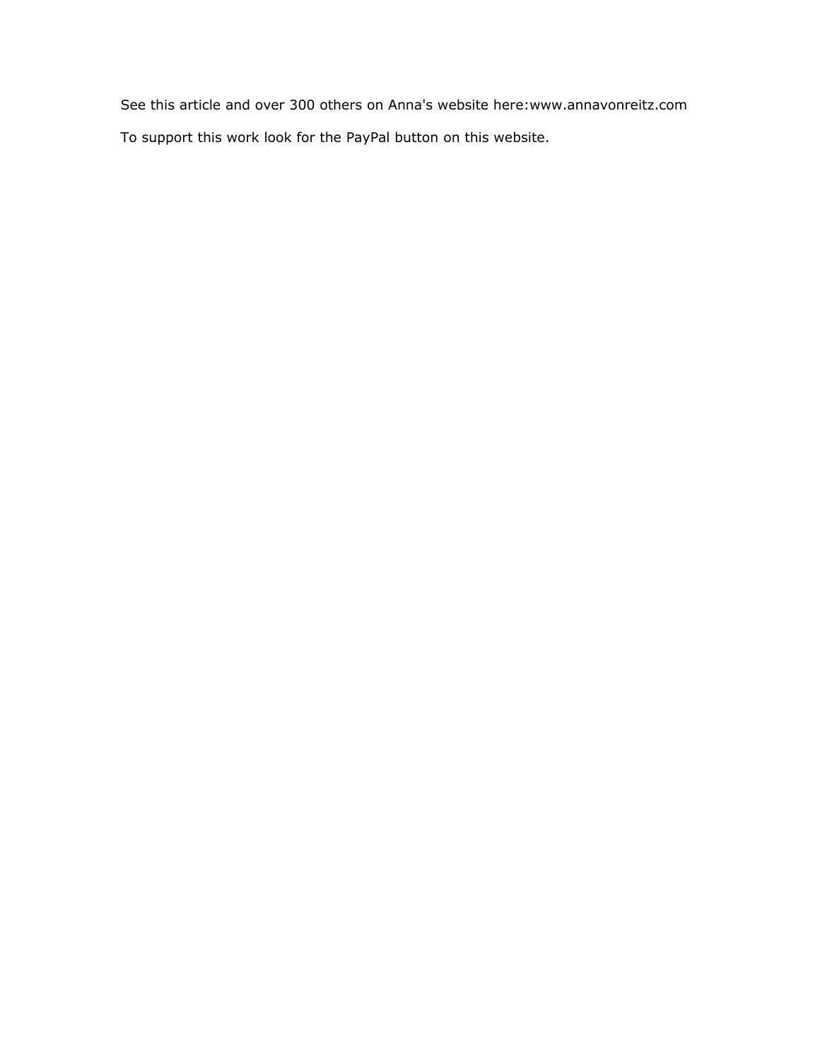See this article and over 300 others on Anna's website here:www.annavonreitz.com

To support this work look for the PayPal button on this website.